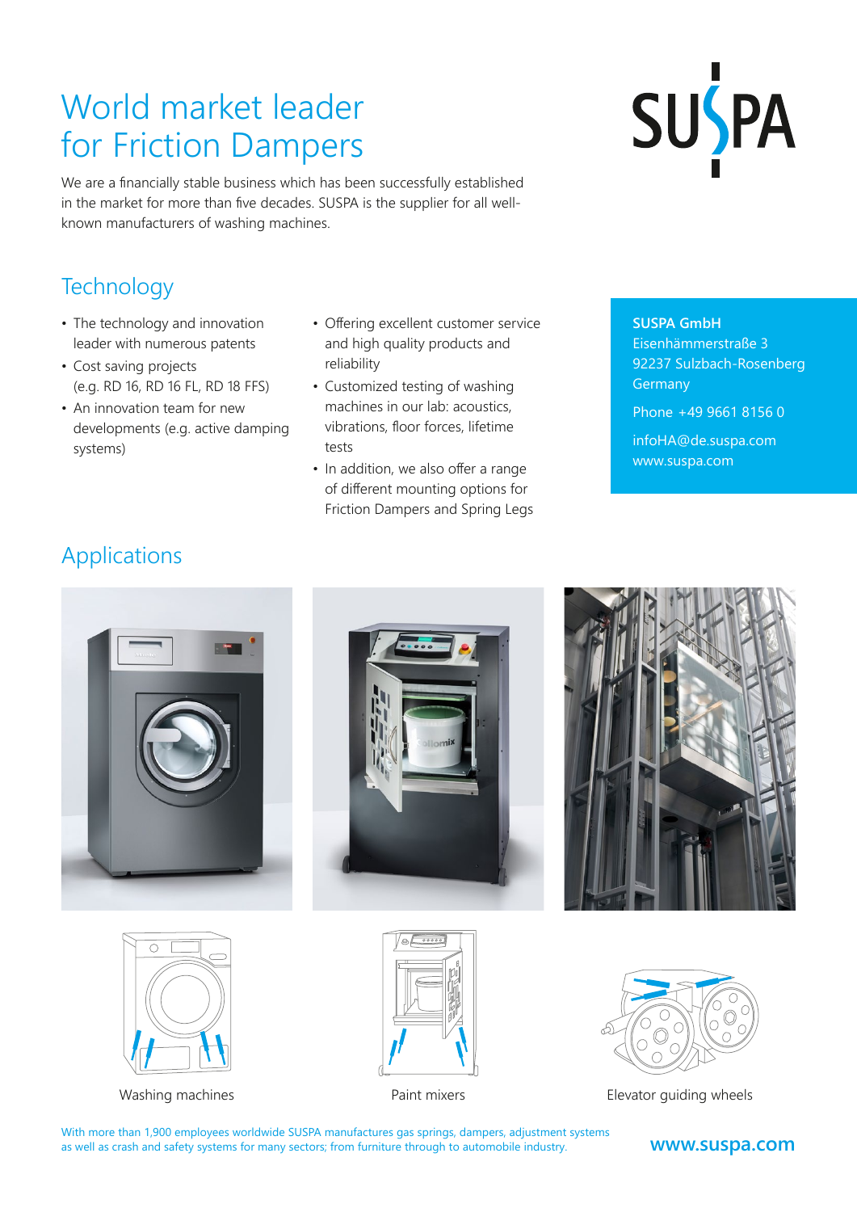# World market leader for Friction Dampers

We are a financially stable business which has been successfully established in the market for more than five decades. SUSPA is the supplier for all well-known manufacturers of washing machines.

## Technology

- The technology and innovation leader with numerous patents
- Cost saving projects (e.g. RD 16, RD 16 FL, RD 18 FFS)
- An innovation team for new developments (e.g. active damping systems)
- Offering excellent customer service and high quality products and reliability
- Customized testing of washing machines in our lab: acoustics, vibrations, floor forces, lifetime tests
- In addition, we also offer a range of different mounting options for Friction Dampers and Spring Legs

**SUSPA GmbH**
Eisenhämmerstraße 3
92237 Sulzbach-Rosenberg
Germany

Phone +49 9661 8156 0

infoHA@de.suspa.com
www.suspa.com

## Applications

Washing machines

Paint mixers

Elevator guiding wheels

With more than 1,900 employees worldwide SUSPA manufactures gas springs, dampers, adjustment systems as well as crash and safety systems for many sectors; from furniture through to automobile industry.

**www.suspa.com**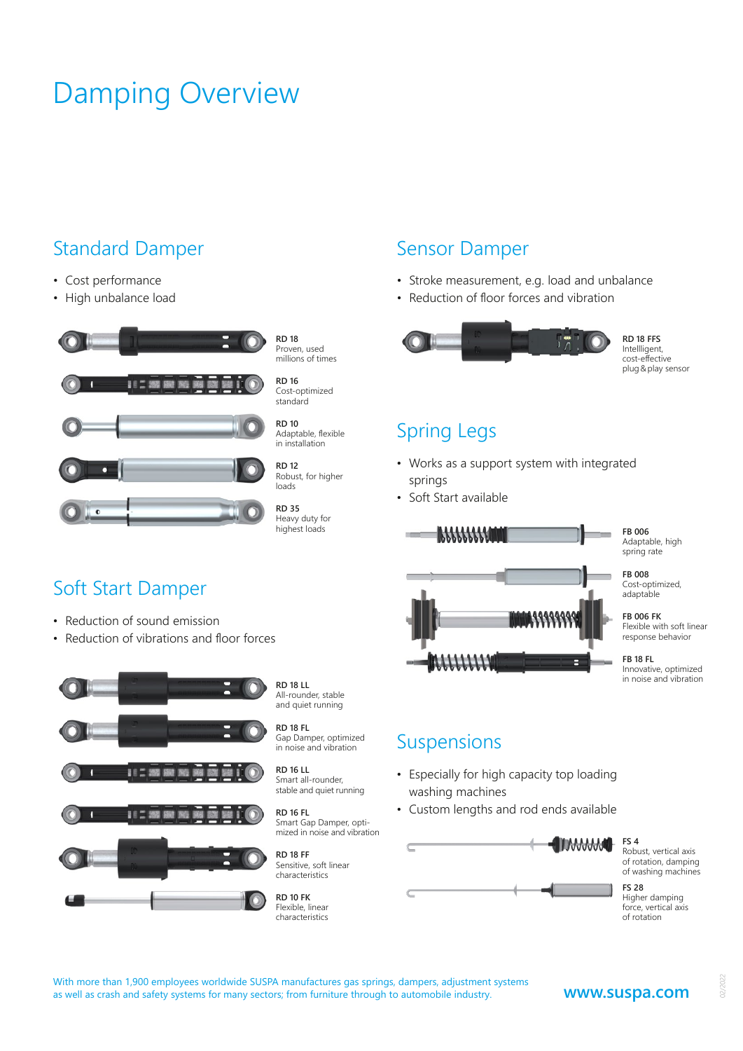# Damping Overview

## Standard Damper

- Cost performance
- High unbalance load

**RD 18**
Proven, used millions of times

**RD 16**
Cost-optimized standard

**RD 10**
Adaptable, flexible in installation

**RD 12**
Robust, for higher loads

**RD 35**
Heavy duty for highest loads

## Soft Start Damper

- Reduction of sound emission
- Reduction of vibrations and floor forces

**RD 18 LL**
All-rounder, stable and quiet running

**RD 18 FL**
Gap Damper, optimized in noise and vibration

**RD 16 LL**
Smart all-rounder, stable and quiet running

**RD 16 FL**
Smart Gap Damper, optimized in noise and vibration

**RD 18 FF**
Sensitive, soft linear characteristics

**RD 10 FK**
Flexible, linear characteristics

## Sensor Damper

- Stroke measurement, e.g. load and unbalance
- Reduction of floor forces and vibration

**RD 18 FFS**
Intelligent, cost-effective plug & play sensor

## Spring Legs

- Works as a support system with integrated springs
- Soft Start available

**FB 006**
Adaptable, high spring rate

**FB 008**
Cost-optimized, adaptable

**FB 006 FK**
Flexible with soft linear response behavior

**FB 18 FL**
Innovative, optimized in noise and vibration

## Suspensions

- Especially for high capacity top loading washing machines
- Custom lengths and rod ends available

**FS 4**
Robust, vertical axis of rotation, damping of washing machines

**FS 28**
Higher damping force, vertical axis of rotation

With more than 1,900 employees worldwide SUSPA manufactures gas springs, dampers, adjustment systems as well as crash and safety systems for many sectors; from furniture through to automobile industry.

**www.suspa.com**

02/2022